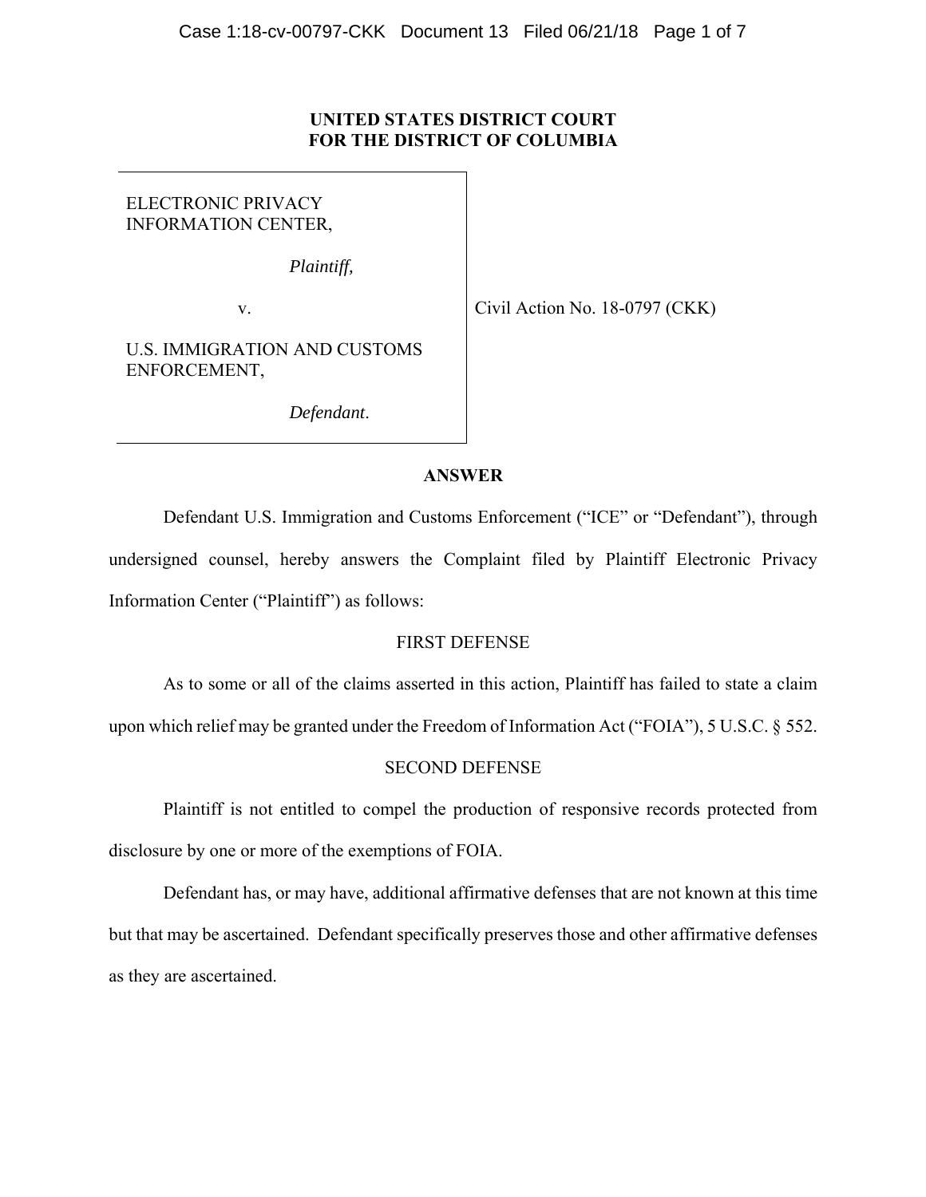**UNITED STATES DISTRICT COURT**
**FOR THE DISTRICT OF COLUMBIA**

| | |
|---|---|
| ELECTRONIC PRIVACY INFORMATION CENTER,<br><br>*Plaintiff,*<br><br>v.<br><br>U.S. IMMIGRATION AND CUSTOMS ENFORCEMENT,<br><br>*Defendant*. | Civil Action No. 18-0797 (CKK) |

## ANSWER

Defendant U.S. Immigration and Customs Enforcement ("ICE" or "Defendant"), through undersigned counsel, hereby answers the Complaint filed by Plaintiff Electronic Privacy Information Center ("Plaintiff") as follows:

### FIRST DEFENSE

As to some or all of the claims asserted in this action, Plaintiff has failed to state a claim upon which relief may be granted under the Freedom of Information Act ("FOIA"), 5 U.S.C. § 552.

### SECOND DEFENSE

Plaintiff is not entitled to compel the production of responsive records protected from disclosure by one or more of the exemptions of FOIA.

Defendant has, or may have, additional affirmative defenses that are not known at this time but that may be ascertained. Defendant specifically preserves those and other affirmative defenses as they are ascertained.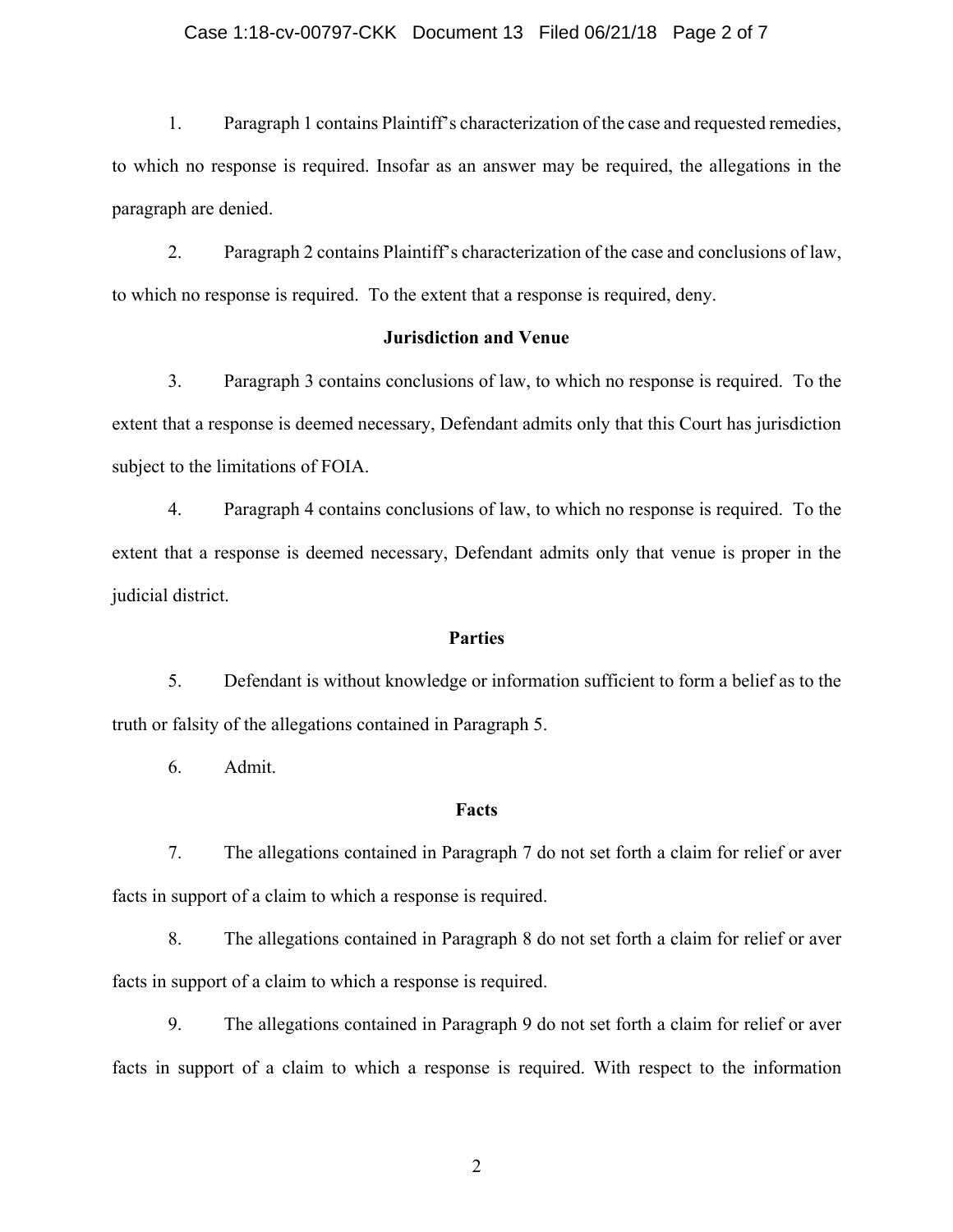1. Paragraph 1 contains Plaintiff's characterization of the case and requested remedies, to which no response is required. Insofar as an answer may be required, the allegations in the paragraph are denied.

2. Paragraph 2 contains Plaintiff's characterization of the case and conclusions of law, to which no response is required. To the extent that a response is required, deny.

**Jurisdiction and Venue**

3. Paragraph 3 contains conclusions of law, to which no response is required. To the extent that a response is deemed necessary, Defendant admits only that this Court has jurisdiction subject to the limitations of FOIA.

4. Paragraph 4 contains conclusions of law, to which no response is required. To the extent that a response is deemed necessary, Defendant admits only that venue is proper in the judicial district.

**Parties**

5. Defendant is without knowledge or information sufficient to form a belief as to the truth or falsity of the allegations contained in Paragraph 5.

6. Admit.

**Facts**

7. The allegations contained in Paragraph 7 do not set forth a claim for relief or aver facts in support of a claim to which a response is required.

8. The allegations contained in Paragraph 8 do not set forth a claim for relief or aver facts in support of a claim to which a response is required.

9. The allegations contained in Paragraph 9 do not set forth a claim for relief or aver facts in support of a claim to which a response is required. With respect to the information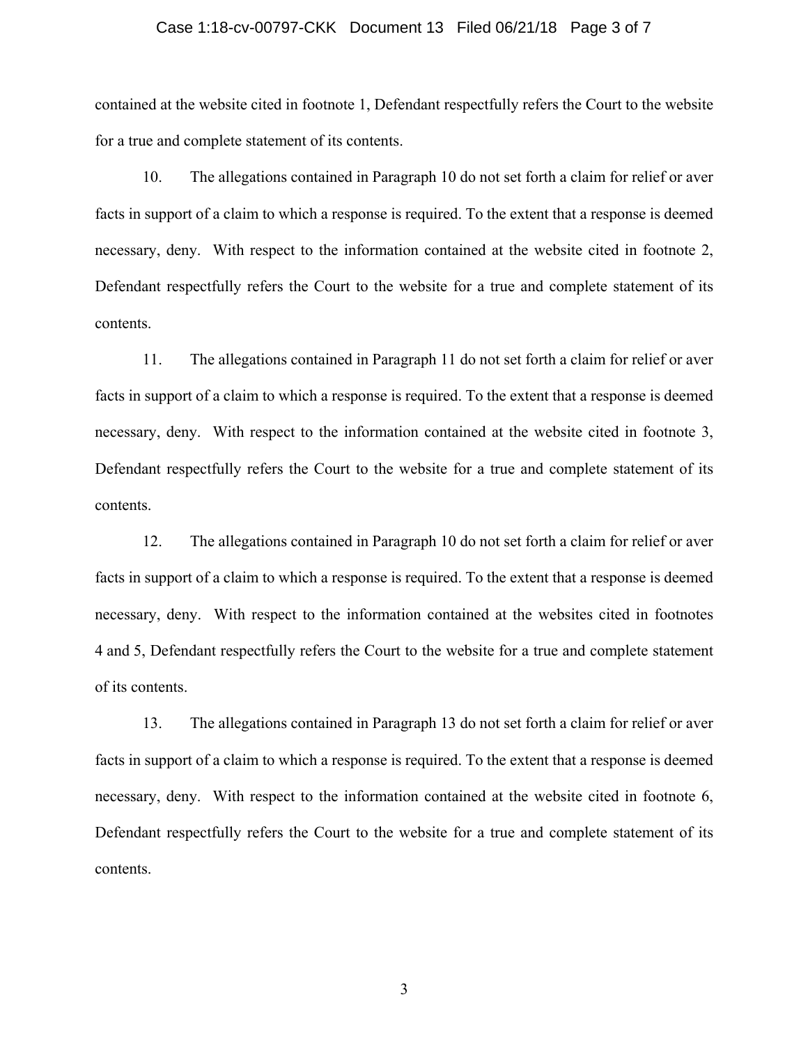contained at the website cited in footnote 1, Defendant respectfully refers the Court to the website for a true and complete statement of its contents.

10. The allegations contained in Paragraph 10 do not set forth a claim for relief or aver facts in support of a claim to which a response is required. To the extent that a response is deemed necessary, deny. With respect to the information contained at the website cited in footnote 2, Defendant respectfully refers the Court to the website for a true and complete statement of its contents.

11. The allegations contained in Paragraph 11 do not set forth a claim for relief or aver facts in support of a claim to which a response is required. To the extent that a response is deemed necessary, deny. With respect to the information contained at the website cited in footnote 3, Defendant respectfully refers the Court to the website for a true and complete statement of its contents.

12. The allegations contained in Paragraph 10 do not set forth a claim for relief or aver facts in support of a claim to which a response is required. To the extent that a response is deemed necessary, deny. With respect to the information contained at the websites cited in footnotes 4 and 5, Defendant respectfully refers the Court to the website for a true and complete statement of its contents.

13. The allegations contained in Paragraph 13 do not set forth a claim for relief or aver facts in support of a claim to which a response is required. To the extent that a response is deemed necessary, deny. With respect to the information contained at the website cited in footnote 6, Defendant respectfully refers the Court to the website for a true and complete statement of its contents.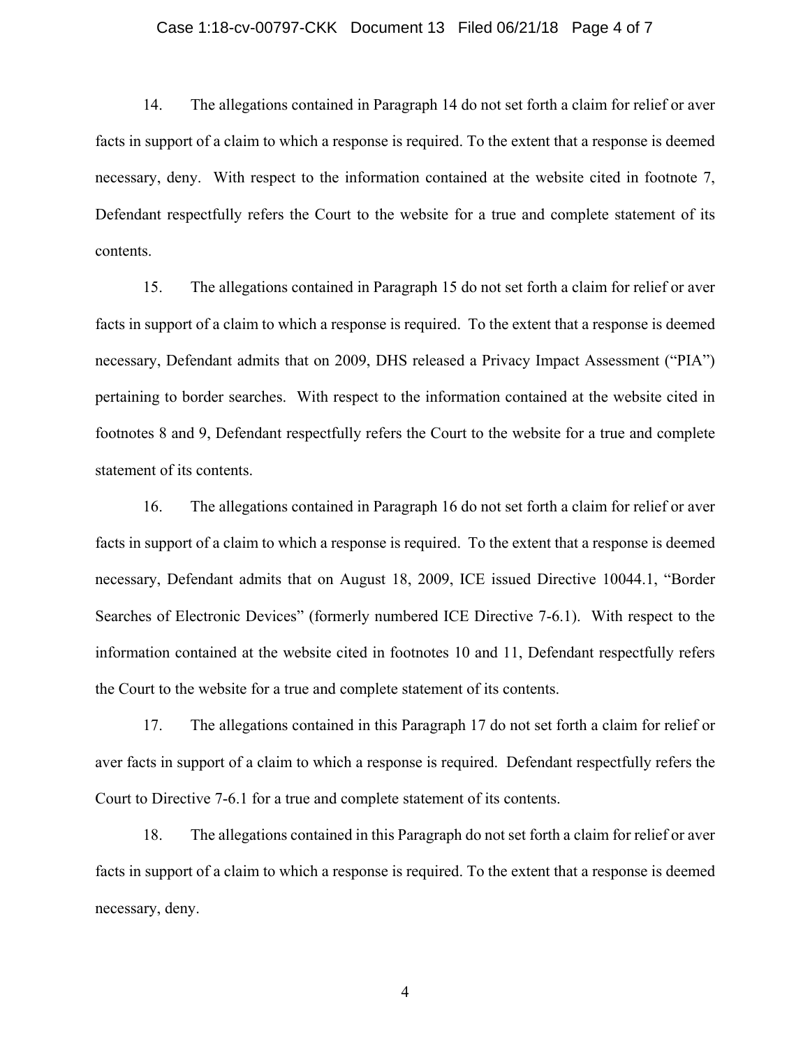14. The allegations contained in Paragraph 14 do not set forth a claim for relief or aver facts in support of a claim to which a response is required. To the extent that a response is deemed necessary, deny. With respect to the information contained at the website cited in footnote 7, Defendant respectfully refers the Court to the website for a true and complete statement of its contents.

15. The allegations contained in Paragraph 15 do not set forth a claim for relief or aver facts in support of a claim to which a response is required. To the extent that a response is deemed necessary, Defendant admits that on 2009, DHS released a Privacy Impact Assessment ("PIA") pertaining to border searches. With respect to the information contained at the website cited in footnotes 8 and 9, Defendant respectfully refers the Court to the website for a true and complete statement of its contents.

16. The allegations contained in Paragraph 16 do not set forth a claim for relief or aver facts in support of a claim to which a response is required. To the extent that a response is deemed necessary, Defendant admits that on August 18, 2009, ICE issued Directive 10044.1, "Border Searches of Electronic Devices" (formerly numbered ICE Directive 7-6.1). With respect to the information contained at the website cited in footnotes 10 and 11, Defendant respectfully refers the Court to the website for a true and complete statement of its contents.

17. The allegations contained in this Paragraph 17 do not set forth a claim for relief or aver facts in support of a claim to which a response is required. Defendant respectfully refers the Court to Directive 7-6.1 for a true and complete statement of its contents.

18. The allegations contained in this Paragraph do not set forth a claim for relief or aver facts in support of a claim to which a response is required. To the extent that a response is deemed necessary, deny.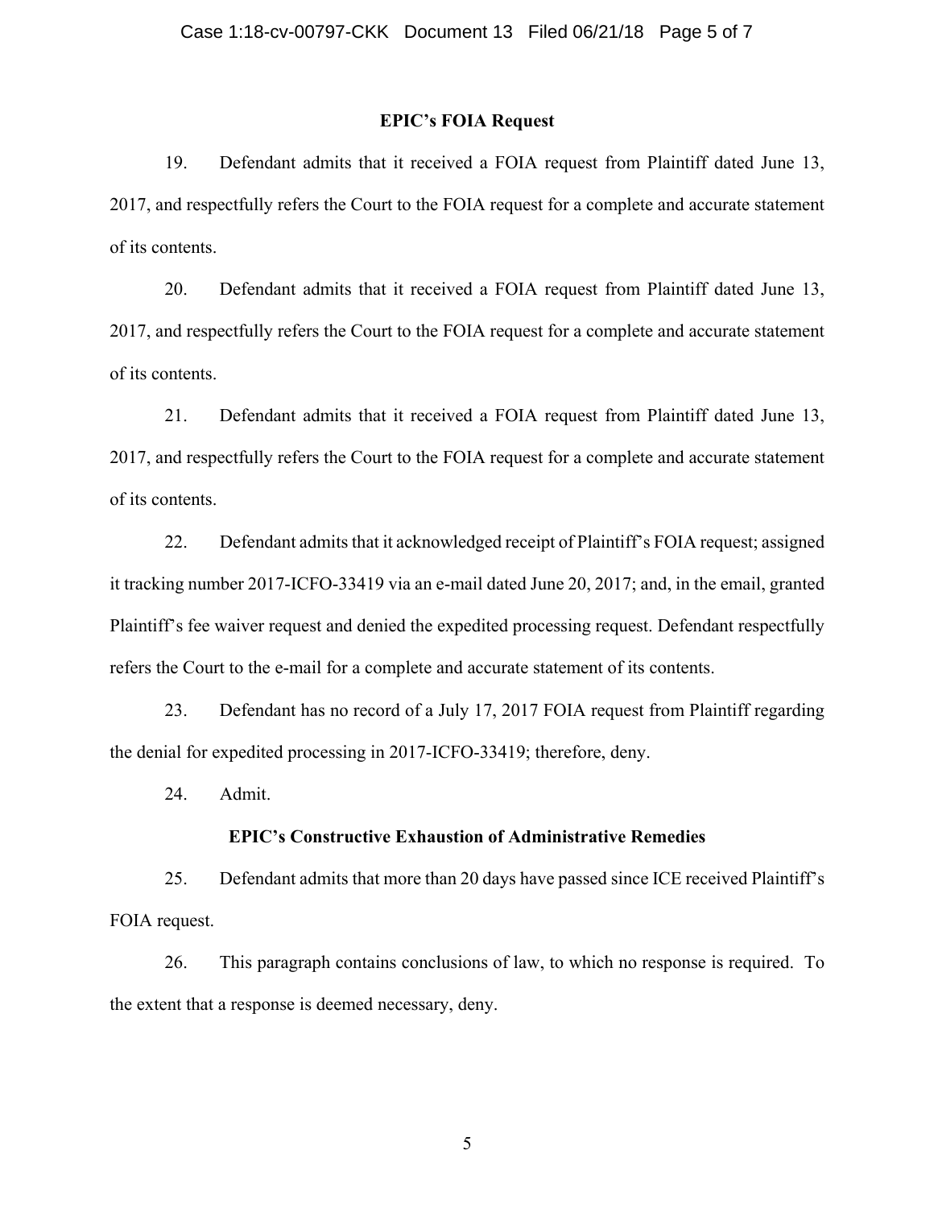## EPIC's FOIA Request

19. Defendant admits that it received a FOIA request from Plaintiff dated June 13, 2017, and respectfully refers the Court to the FOIA request for a complete and accurate statement of its contents.

20. Defendant admits that it received a FOIA request from Plaintiff dated June 13, 2017, and respectfully refers the Court to the FOIA request for a complete and accurate statement of its contents.

21. Defendant admits that it received a FOIA request from Plaintiff dated June 13, 2017, and respectfully refers the Court to the FOIA request for a complete and accurate statement of its contents.

22. Defendant admits that it acknowledged receipt of Plaintiff's FOIA request; assigned it tracking number 2017-ICFO-33419 via an e-mail dated June 20, 2017; and, in the email, granted Plaintiff's fee waiver request and denied the expedited processing request. Defendant respectfully refers the Court to the e-mail for a complete and accurate statement of its contents.

23. Defendant has no record of a July 17, 2017 FOIA request from Plaintiff regarding the denial for expedited processing in 2017-ICFO-33419; therefore, deny.

24. Admit.

## EPIC's Constructive Exhaustion of Administrative Remedies

25. Defendant admits that more than 20 days have passed since ICE received Plaintiff's FOIA request.

26. This paragraph contains conclusions of law, to which no response is required. To the extent that a response is deemed necessary, deny.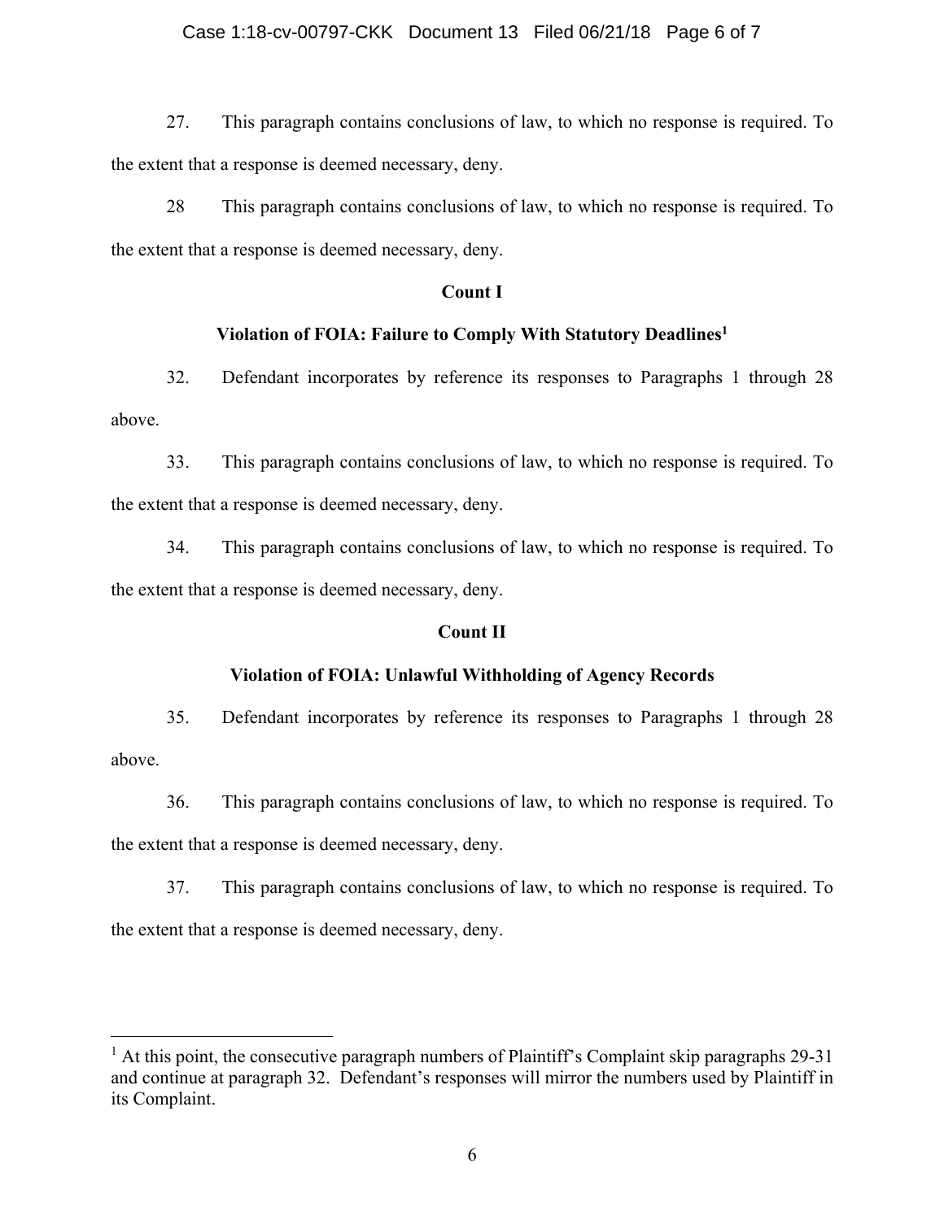27. This paragraph contains conclusions of law, to which no response is required. To the extent that a response is deemed necessary, deny.

28 This paragraph contains conclusions of law, to which no response is required. To the extent that a response is deemed necessary, deny.

**Count I**

**Violation of FOIA: Failure to Comply With Statutory Deadlines[1]**

32. Defendant incorporates by reference its responses to Paragraphs 1 through 28 above.

33. This paragraph contains conclusions of law, to which no response is required. To the extent that a response is deemed necessary, deny.

34. This paragraph contains conclusions of law, to which no response is required. To the extent that a response is deemed necessary, deny.

**Count II**

**Violation of FOIA: Unlawful Withholding of Agency Records**

35. Defendant incorporates by reference its responses to Paragraphs 1 through 28 above.

36. This paragraph contains conclusions of law, to which no response is required. To the extent that a response is deemed necessary, deny.

37. This paragraph contains conclusions of law, to which no response is required. To the extent that a response is deemed necessary, deny.

---

[1] At this point, the consecutive paragraph numbers of Plaintiff's Complaint skip paragraphs 29-31 and continue at paragraph 32. Defendant's responses will mirror the numbers used by Plaintiff in its Complaint.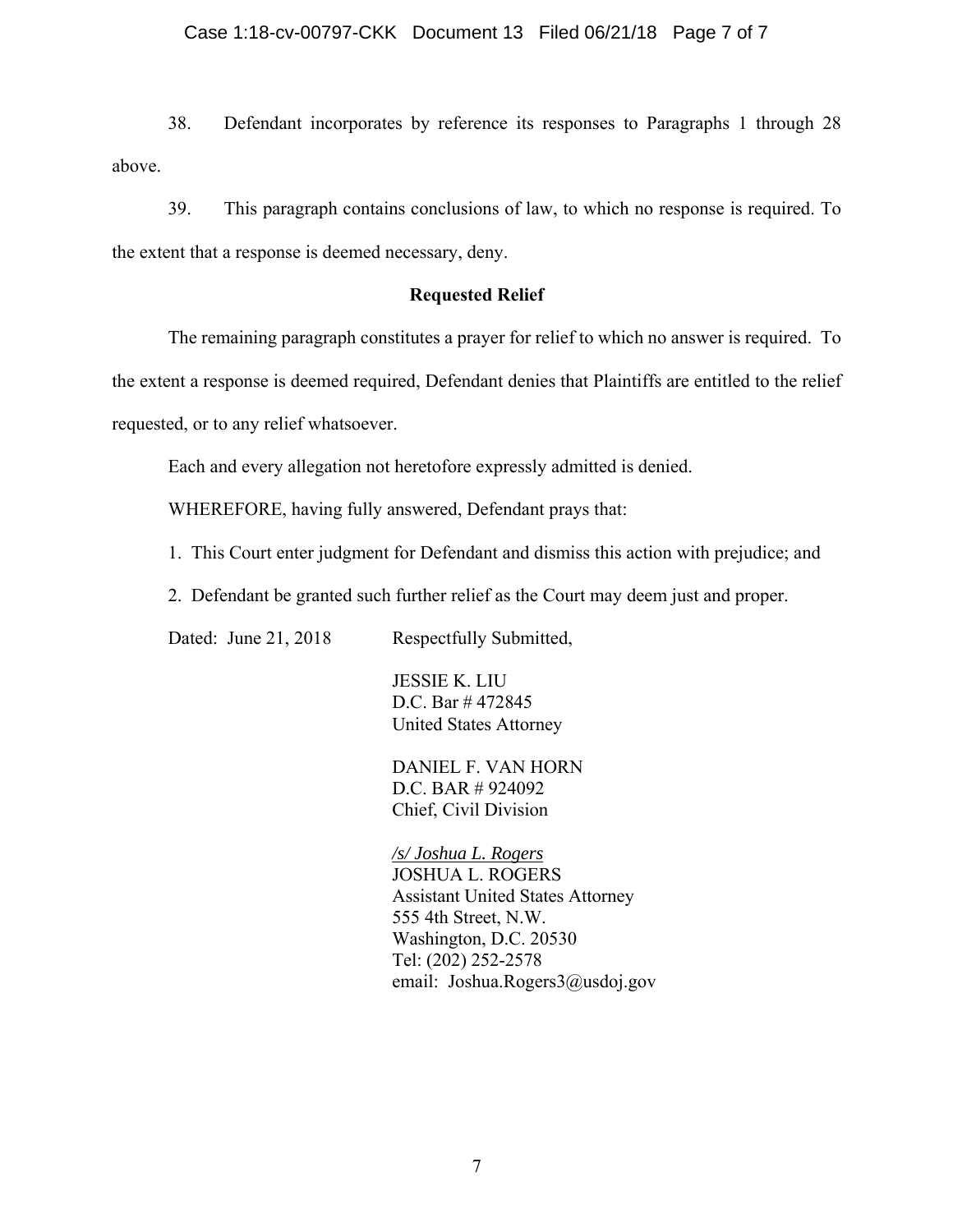38. Defendant incorporates by reference its responses to Paragraphs 1 through 28 above.

39. This paragraph contains conclusions of law, to which no response is required. To the extent that a response is deemed necessary, deny.

**Requested Relief**

The remaining paragraph constitutes a prayer for relief to which no answer is required. To the extent a response is deemed required, Defendant denies that Plaintiffs are entitled to the relief requested, or to any relief whatsoever.

Each and every allegation not heretofore expressly admitted is denied.

WHEREFORE, having fully answered, Defendant prays that:

1. This Court enter judgment for Defendant and dismiss this action with prejudice; and

2. Defendant be granted such further relief as the Court may deem just and proper.

Dated: June 21, 2018

Respectfully Submitted,

JESSIE K. LIU
D.C. Bar # 472845
United States Attorney

DANIEL F. VAN HORN
D.C. BAR # 924092
Chief, Civil Division

*/s/ Joshua L. Rogers*
JOSHUA L. ROGERS
Assistant United States Attorney
555 4th Street, N.W.
Washington, D.C. 20530
Tel: (202) 252-2578
email: Joshua.Rogers3@usdoj.gov